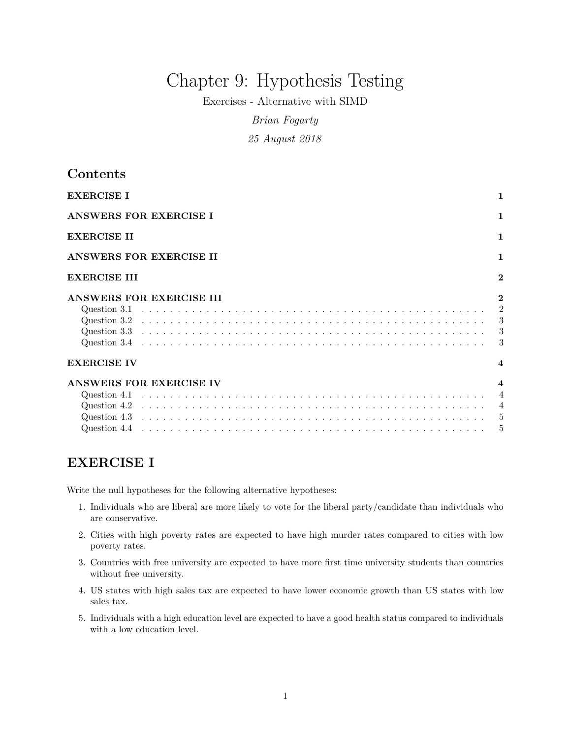# Chapter 9: Hypothesis Testing

Exercises - Alternative with SIMD

*Brian Fogarty*

*25 August 2018*

## Contents

**EXERCISE I** 1

**ANSWERS FOR EXERCISE I** 1

**EXERCISE II** 1

**ANSWERS FOR EXERCISE II** 1

**EXERCISE III** 2

**ANSWERS FOR EXERCISE III** 2
- Question 3.1 . . . 2
- Question 3.2 . . . 3
- Question 3.3 . . . 3
- Question 3.4 . . . 3

**EXERCISE IV** 4

**ANSWERS FOR EXERCISE IV** 4
- Question 4.1 . . . 4
- Question 4.2 . . . 4
- Question 4.3 . . . 5
- Question 4.4 . . . 5

## EXERCISE I

Write the null hypotheses for the following alternative hypotheses:

1. Individuals who are liberal are more likely to vote for the liberal party/candidate than individuals who are conservative.
2. Cities with high poverty rates are expected to have high murder rates compared to cities with low poverty rates.
3. Countries with free university are expected to have more first time university students than countries without free university.
4. US states with high sales tax are expected to have lower economic growth than US states with low sales tax.
5. Individuals with a high education level are expected to have a good health status compared to individuals with a low education level.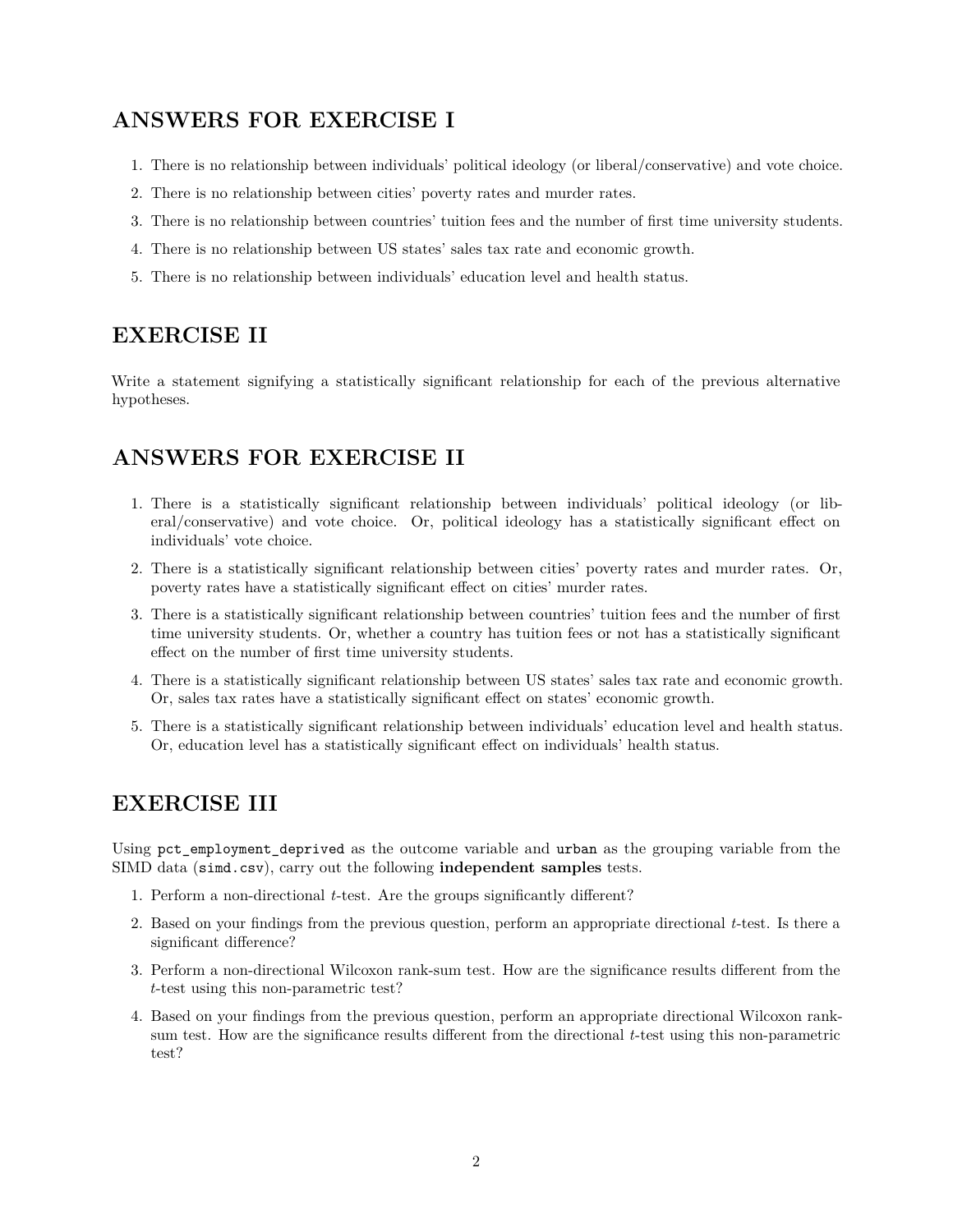## ANSWERS FOR EXERCISE I

1. There is no relationship between individuals' political ideology (or liberal/conservative) and vote choice.
2. There is no relationship between cities' poverty rates and murder rates.
3. There is no relationship between countries' tuition fees and the number of first time university students.
4. There is no relationship between US states' sales tax rate and economic growth.
5. There is no relationship between individuals' education level and health status.

## EXERCISE II

Write a statement signifying a statistically significant relationship for each of the previous alternative hypotheses.

## ANSWERS FOR EXERCISE II

1. There is a statistically significant relationship between individuals' political ideology (or liberal/conservative) and vote choice. Or, political ideology has a statistically significant effect on individuals' vote choice.
2. There is a statistically significant relationship between cities' poverty rates and murder rates. Or, poverty rates have a statistically significant effect on cities' murder rates.
3. There is a statistically significant relationship between countries' tuition fees and the number of first time university students. Or, whether a country has tuition fees or not has a statistically significant effect on the number of first time university students.
4. There is a statistically significant relationship between US states' sales tax rate and economic growth. Or, sales tax rates have a statistically significant effect on states' economic growth.
5. There is a statistically significant relationship between individuals' education level and health status. Or, education level has a statistically significant effect on individuals' health status.

## EXERCISE III

Using `pct_employment_deprived` as the outcome variable and `urban` as the grouping variable from the SIMD data (`simd.csv`), carry out the following **independent samples** tests.

1. Perform a non-directional $t$-test. Are the groups significantly different?
2. Based on your findings from the previous question, perform an appropriate directional $t$-test. Is there a significant difference?
3. Perform a non-directional Wilcoxon rank-sum test. How are the significance results different from the $t$-test using this non-parametric test?
4. Based on your findings from the previous question, perform an appropriate directional Wilcoxon rank-sum test. How are the significance results different from the directional $t$-test using this non-parametric test?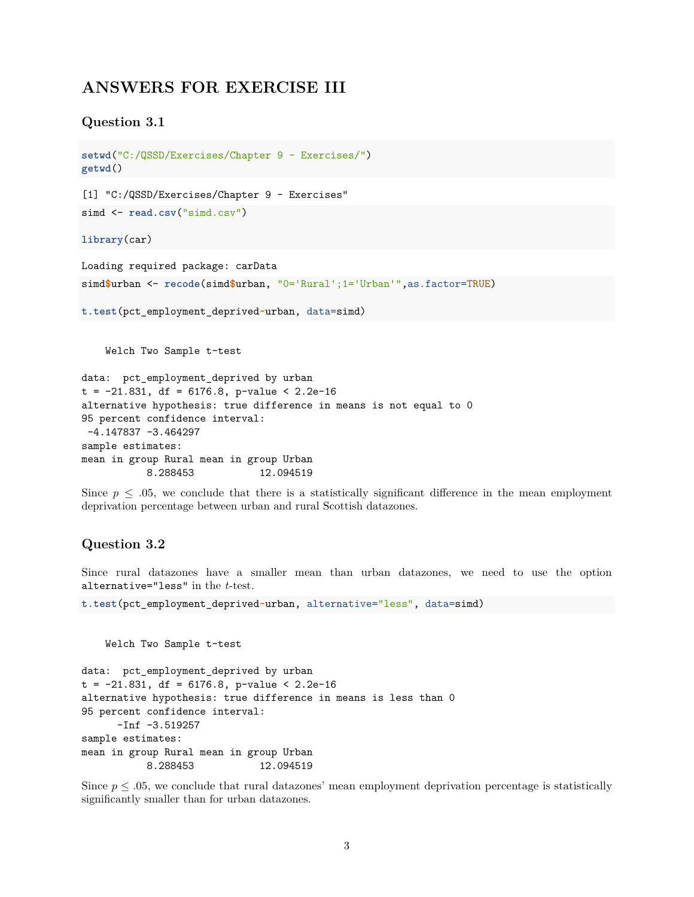# ANSWERS FOR EXERCISE III

## Question 3.1

```
setwd("C:/QSSD/Exercises/Chapter 9 - Exercises/")
getwd()
```

```
[1] "C:/QSSD/Exercises/Chapter 9 - Exercises"
```

```
simd <- read.csv("simd.csv")

library(car)
```

```
Loading required package: carData
```

```
simd$urban <- recode(simd$urban, "0='Rural';1='Urban'",as.factor=TRUE)

t.test(pct_employment_deprived~urban, data=simd)
```

```

	Welch Two Sample t-test

data:  pct_employment_deprived by urban
t = -21.831, df = 6176.8, p-value < 2.2e-16
alternative hypothesis: true difference in means is not equal to 0
95 percent confidence interval:
 -4.147837 -3.464297
sample estimates:
mean in group Rural mean in group Urban
           8.288453           12.094519
```

Since $p \leq .05$, we conclude that there is a statistically significant difference in the mean employment deprivation percentage between urban and rural Scottish datazones.

## Question 3.2

Since rural datazones have a smaller mean than urban datazones, we need to use the option `alternative="less"` in the *t*-test.

```
t.test(pct_employment_deprived~urban, alternative="less", data=simd)
```

```

	Welch Two Sample t-test

data:  pct_employment_deprived by urban
t = -21.831, df = 6176.8, p-value < 2.2e-16
alternative hypothesis: true difference in means is less than 0
95 percent confidence interval:
      -Inf -3.519257
sample estimates:
mean in group Rural mean in group Urban
           8.288453           12.094519
```

Since $p \leq .05$, we conclude that rural datazones' mean employment deprivation percentage is statistically significantly smaller than for urban datazones.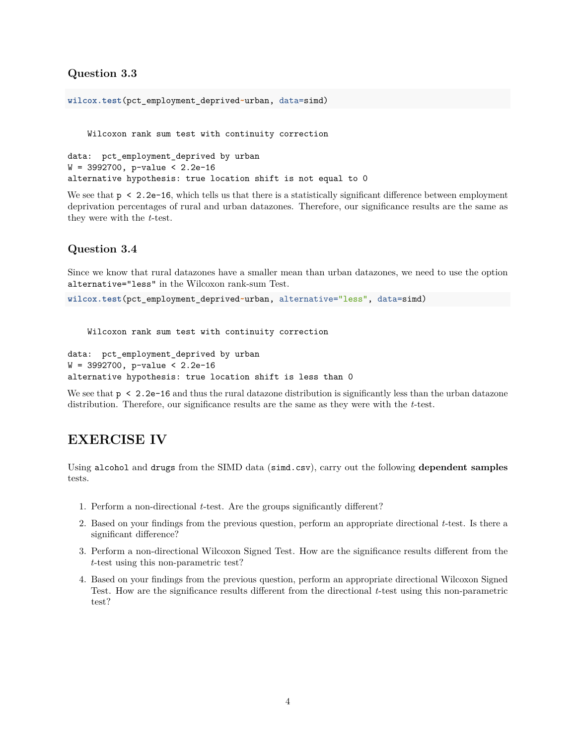### Question 3.3

```r
wilcox.test(pct_employment_deprived~urban, data=simd)
```

```
    Wilcoxon rank sum test with continuity correction

data:  pct_employment_deprived by urban
W = 3992700, p-value < 2.2e-16
alternative hypothesis: true location shift is not equal to 0
```

We see that `p < 2.2e-16`, which tells us that there is a statistically significant difference between employment deprivation percentages of rural and urban datazones. Therefore, our significance results are the same as they were with the *t*-test.

### Question 3.4

Since we know that rural datazones have a smaller mean than urban datazones, we need to use the option `alternative="less"` in the Wilcoxon rank-sum Test.

```r
wilcox.test(pct_employment_deprived~urban, alternative="less", data=simd)
```

```
    Wilcoxon rank sum test with continuity correction

data:  pct_employment_deprived by urban
W = 3992700, p-value < 2.2e-16
alternative hypothesis: true location shift is less than 0
```

We see that `p < 2.2e-16` and thus the rural datazone distribution is significantly less than the urban datazone distribution. Therefore, our significance results are the same as they were with the *t*-test.

## EXERCISE IV

Using `alcohol` and `drugs` from the SIMD data (`simd.csv`), carry out the following **dependent samples** tests.

1. Perform a non-directional *t*-test. Are the groups significantly different?
2. Based on your findings from the previous question, perform an appropriate directional *t*-test. Is there a significant difference?
3. Perform a non-directional Wilcoxon Signed Test. How are the significance results different from the *t*-test using this non-parametric test?
4. Based on your findings from the previous question, perform an appropriate directional Wilcoxon Signed Test. How are the significance results different from the directional *t*-test using this non-parametric test?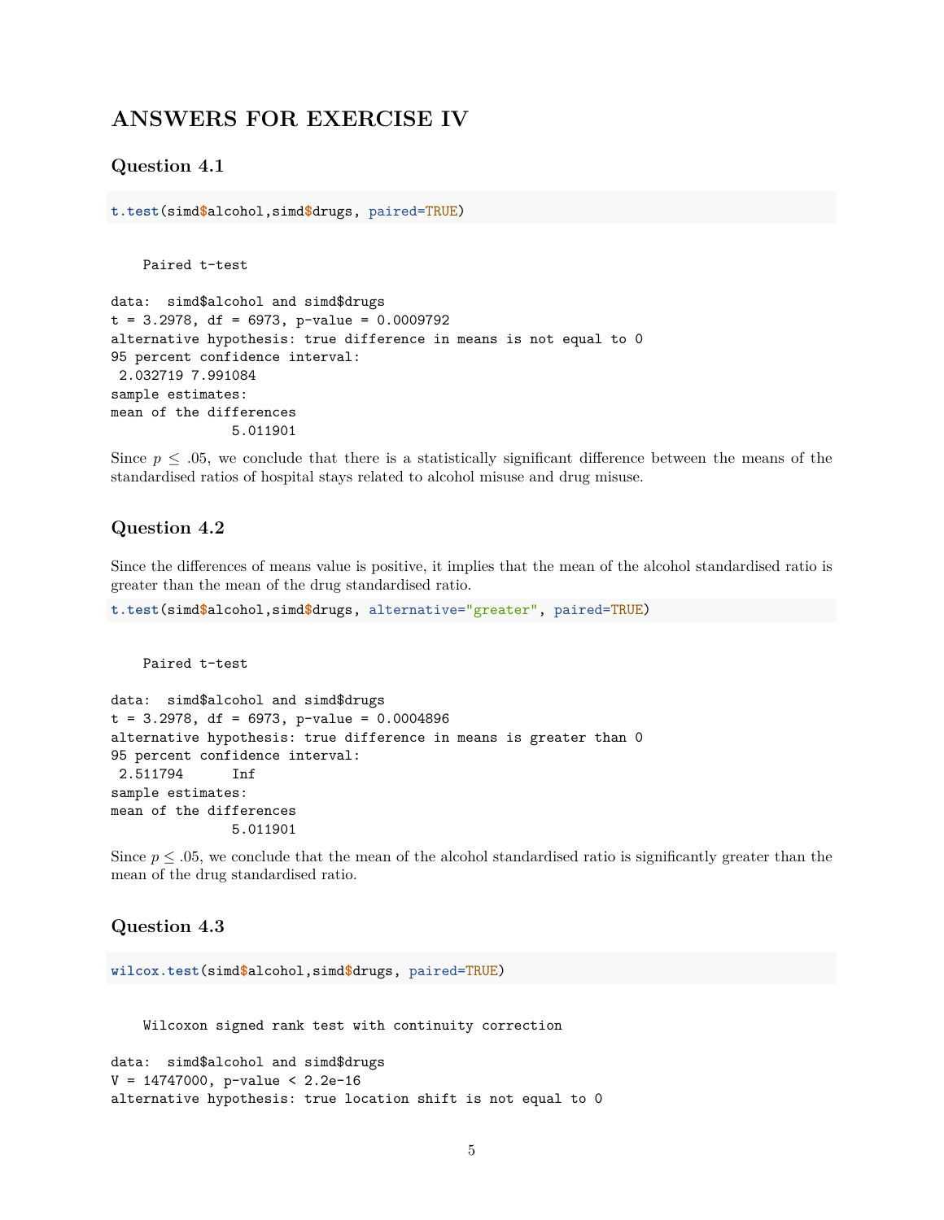# ANSWERS FOR EXERCISE IV

## Question 4.1

```
t.test(simd$alcohol,simd$drugs, paired=TRUE)
```

```

	Paired t-test

data:  simd$alcohol and simd$drugs
t = 3.2978, df = 6973, p-value = 0.0009792
alternative hypothesis: true difference in means is not equal to 0
95 percent confidence interval:
 2.032719 7.991084
sample estimates:
mean of the differences 
               5.011901 
```

Since $p \leq .05$, we conclude that there is a statistically significant difference between the means of the standardised ratios of hospital stays related to alcohol misuse and drug misuse.

## Question 4.2

Since the differences of means value is positive, it implies that the mean of the alcohol standardised ratio is greater than the mean of the drug standardised ratio.

```
t.test(simd$alcohol,simd$drugs, alternative="greater", paired=TRUE)
```

```

	Paired t-test

data:  simd$alcohol and simd$drugs
t = 3.2978, df = 6973, p-value = 0.0004896
alternative hypothesis: true difference in means is greater than 0
95 percent confidence interval:
 2.511794      Inf
sample estimates:
mean of the differences 
               5.011901 
```

Since $p \leq .05$, we conclude that the mean of the alcohol standardised ratio is significantly greater than the mean of the drug standardised ratio.

## Question 4.3

```
wilcox.test(simd$alcohol,simd$drugs, paired=TRUE)
```

```

	Wilcoxon signed rank test with continuity correction

data:  simd$alcohol and simd$drugs
V = 14747000, p-value < 2.2e-16
alternative hypothesis: true location shift is not equal to 0
```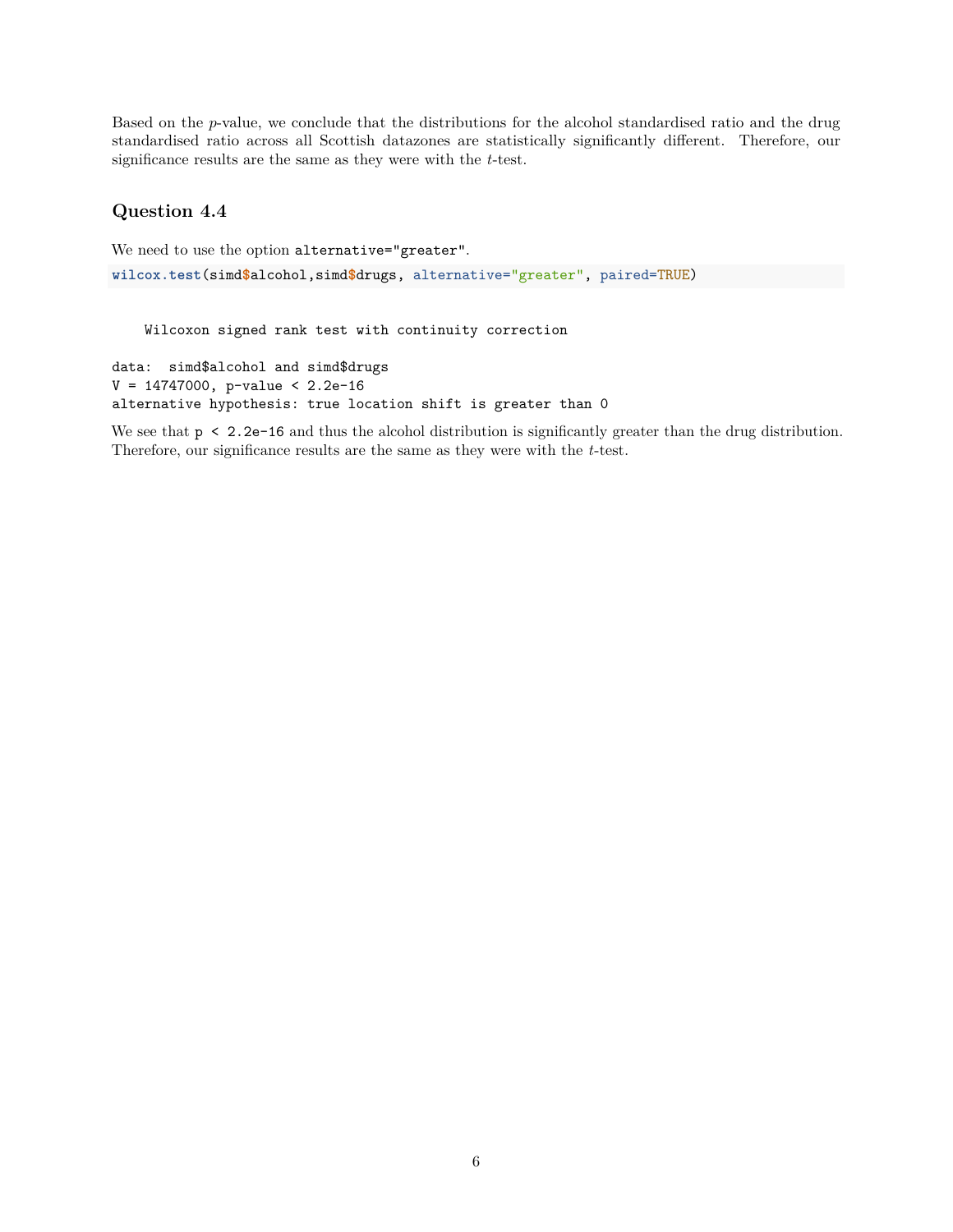Based on the $p$-value, we conclude that the distributions for the alcohol standardised ratio and the drug standardised ratio across all Scottish datazones are statistically significantly different. Therefore, our significance results are the same as they were with the $t$-test.

### Question 4.4

We need to use the option `alternative="greater"`.

```
wilcox.test(simd$alcohol,simd$drugs, alternative="greater", paired=TRUE)
```

```

    Wilcoxon signed rank test with continuity correction

data:  simd$alcohol and simd$drugs
V = 14747000, p-value < 2.2e-16
alternative hypothesis: true location shift is greater than 0
```

We see that `p < 2.2e-16` and thus the alcohol distribution is significantly greater than the drug distribution. Therefore, our significance results are the same as they were with the $t$-test.